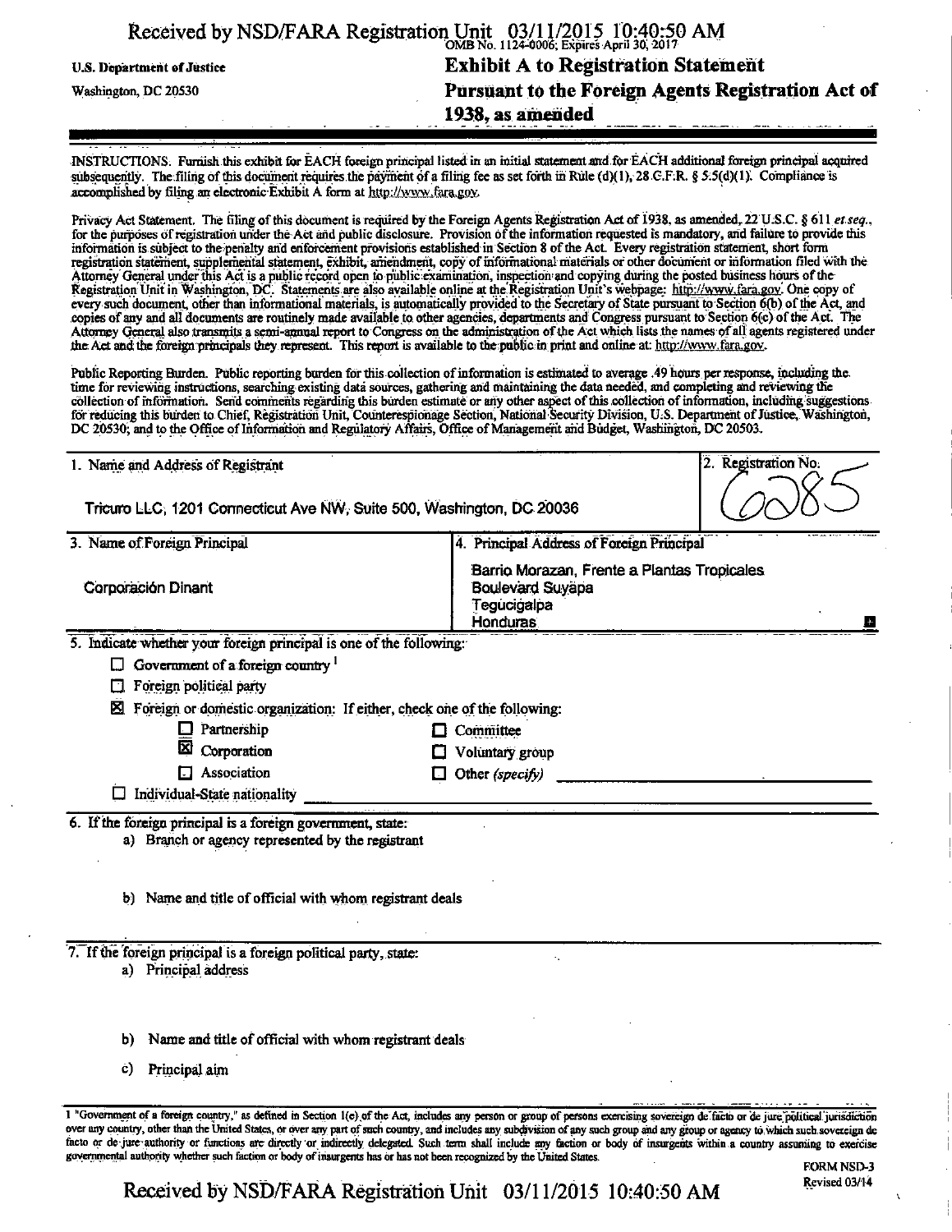U.S. Department of Justice

Washington, DC 20530

OMB No. 1124-0006; Expires April 30, 2017

# Exhibit A to Registration Statement Pursuant to the Foreign Agents Registration Act of 1938, as amended

INSTRUCTIONS. Furnish this exhibit for EACH foreign principal listed in an initial statement and for EACH additional foreign principal acquired subsequently. The filing of this document requires the payment of a filing fee as set forth in Rule (d)(1), 28 C.F.R. § 5.5(d)(1). Compliance is accomplished by filing an electronic Exhibit A form at http://www.fara.gov.

Privacy Act Statement. The filing of this document is required by the Foreign Agents Registration Act of 1938, as amended, 22 U.S.C. § 611 *et seq.*, for the purposes of registration under the Act and public disclosure. Provision of the information requested is mandatory, and failure to provide this information is subject to the penalty and enforcement provisions established in Section 8 of the Act. Every registration statement, short form registration statement, supplemental statement, exhibit, amendment, copy of informational materials or other document or information filed with the Attorney General under this Act is a public record open to public examination, inspection and copying during the posted business hours of the Registration Unit in Washington, DC. Statements are also available online at the Registration Unit's webpage: http://www.fara.gov. One copy of every such document, other than informational materials, is automatically provided to the Secretary of State pursuant to Section 6(b) of the Act, and copies of any and all documents are routinely made available to other agencies, departments and Congress pursuant to Section 6(c) of the Act. The Attorney General also transmits a semi-annual report to Congress on the administration of the Act which lists the names of all agents registered under the Act and the foreign principals they represent. This report is available to the public in print and online at: http://www.fara.gov.

Public Reporting Burden. Public reporting burden for this collection of information is estimated to average .49 hours per response, including the time for reviewing instructions, searching existing data sources, gathering and maintaining the data needed, and completing and reviewing the collection of information. Send comments regarding this burden estimate or any other aspect of this collection of information, including suggestions for reducing this burden to Chief, Registration Unit, Counterespionage Section, National Security Division, U.S. Department of Justice, Washington, DC 20530; and to the Office of Information and Regulatory Affairs, Office of Management and Budget, Washington, DC 20503.

| 1. Name and Address of Registrant | 2. Registration No. |
|---|---|
| Tricuro LLC, 1201 Connecticut Ave NW, Suite 500, Washington, DC 20036 | 6285 |

| 3. Name of Foreign Principal | 4. Principal Address of Foreign Principal |
|---|---|
| Corporación Dinant | Barrio Morazan, Frente a Plantas Tropicales<br>Boulevard Suyapa<br>Tegucigalpa<br>Honduras |

5. Indicate whether your foreign principal is one of the following:

- ☐ Government of a foreign country [1]
- ☐ Foreign political party
- ☒ Foreign or domestic organization: If either, check one of the following:
  - ☐ Partnership
  - ☒ Corporation
  - ☐ Association
  - ☐ Committee
  - ☐ Voluntary group
  - ☐ Other *(specify)*
- ☐ Individual-State nationality

6. If the foreign principal is a foreign government, state:
   - a) Branch or agency represented by the registrant
   - b) Name and title of official with whom registrant deals

7. If the foreign principal is a foreign political party, state:
   - a) Principal address
   - b) Name and title of official with whom registrant deals
   - c) Principal aim

1 "Government of a foreign country," as defined in Section 1(e) of the Act, includes any person or group of persons exercising sovereign de facto or de jure political jurisdiction over any country, other than the United States, or over any part of such country, and includes any subdivision of any such group and any group or agency to which such sovereign de facto or de jure authority or functions are directly or indirectly delegated. Such term shall include any faction or body of insurgents within a country assuming to exercise governmental authority whether such faction or body of insurgents has or has not been recognized by the United States.

FORM NSD-3
Revised 03/14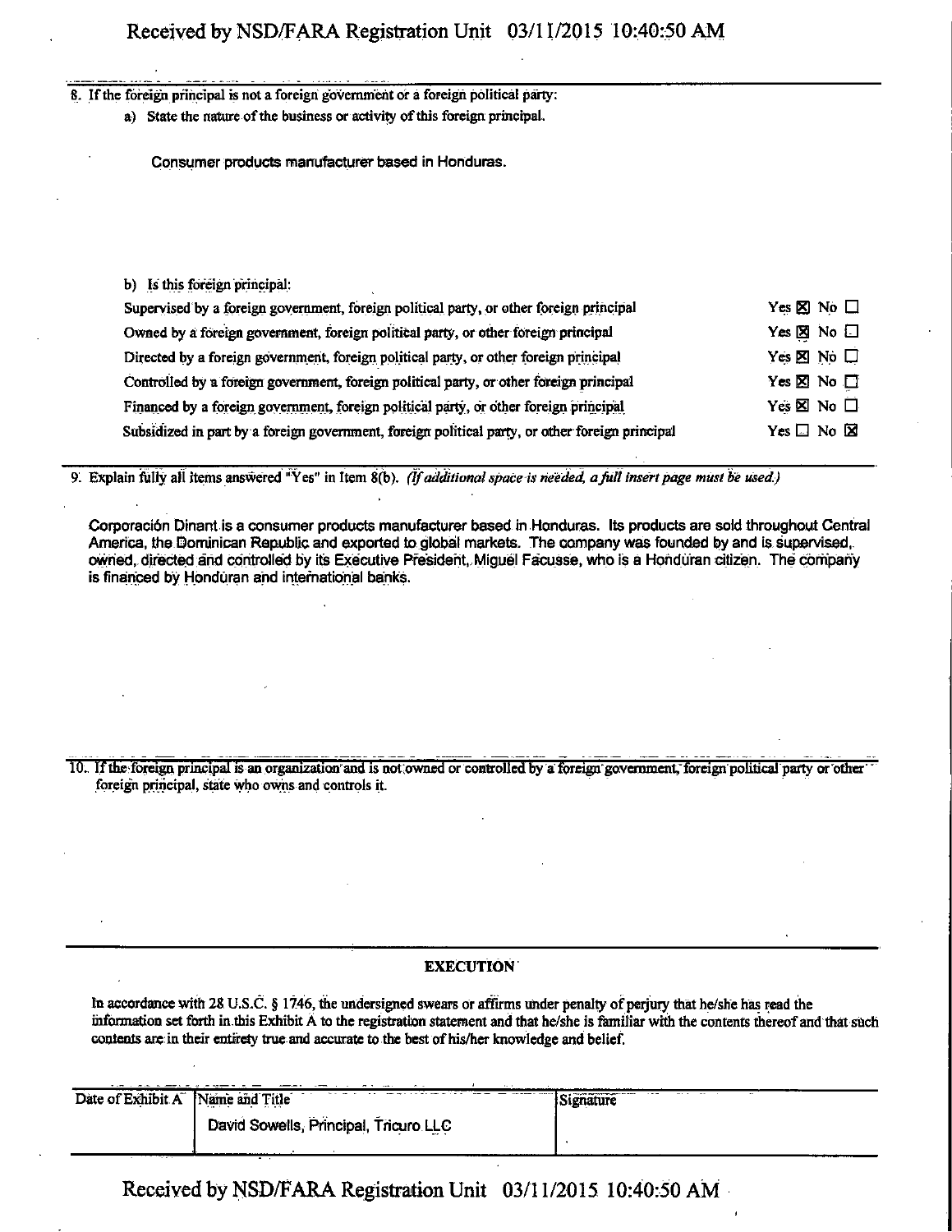8. If the foreign principal is not a foreign government or a foreign political party:

   a) State the nature of the business or activity of this foreign principal.

   Consumer products manufacturer based in Honduras.

   b) Is this foreign principal:

| | |
|---|---|
| Supervised by a foreign government, foreign political party, or other foreign principal | Yes ☒ No ☐ |
| Owned by a foreign government, foreign political party, or other foreign principal | Yes ☒ No ☐ |
| Directed by a foreign government, foreign political party, or other foreign principal | Yes ☒ No ☐ |
| Controlled by a foreign government, foreign political party, or other foreign principal | Yes ☒ No ☐ |
| Financed by a foreign government, foreign political party, or other foreign principal | Yes ☒ No ☐ |
| Subsidized in part by a foreign government, foreign political party, or other foreign principal | Yes ☐ No ☒ |

9. Explain fully all items answered "Yes" in Item 8(b). *(If additional space is needed, a full insert page must be used.)*

Corporación Dinant is a consumer products manufacturer based in Honduras. Its products are sold throughout Central America, the Dominican Republic and exported to global markets. The company was founded by and is supervised, owned, directed and controlled by its Executive President, Miguel Facusse, who is a Honduran citizen. The company is financed by Honduran and international banks.

10. If the foreign principal is an organization and is not owned or controlled by a foreign government, foreign political party or other foreign principal, state who owns and controls it.

**EXECUTION**

In accordance with 28 U.S.C. § 1746, the undersigned swears or affirms under penalty of perjury that he/she has read the information set forth in this Exhibit A to the registration statement and that he/she is familiar with the contents thereof and that such contents are in their entirety true and accurate to the best of his/her knowledge and belief.

| Date of Exhibit A | Name and Title | Signature |
|---|---|---|
| | David Sowells, Principal, Tricuro LLC | |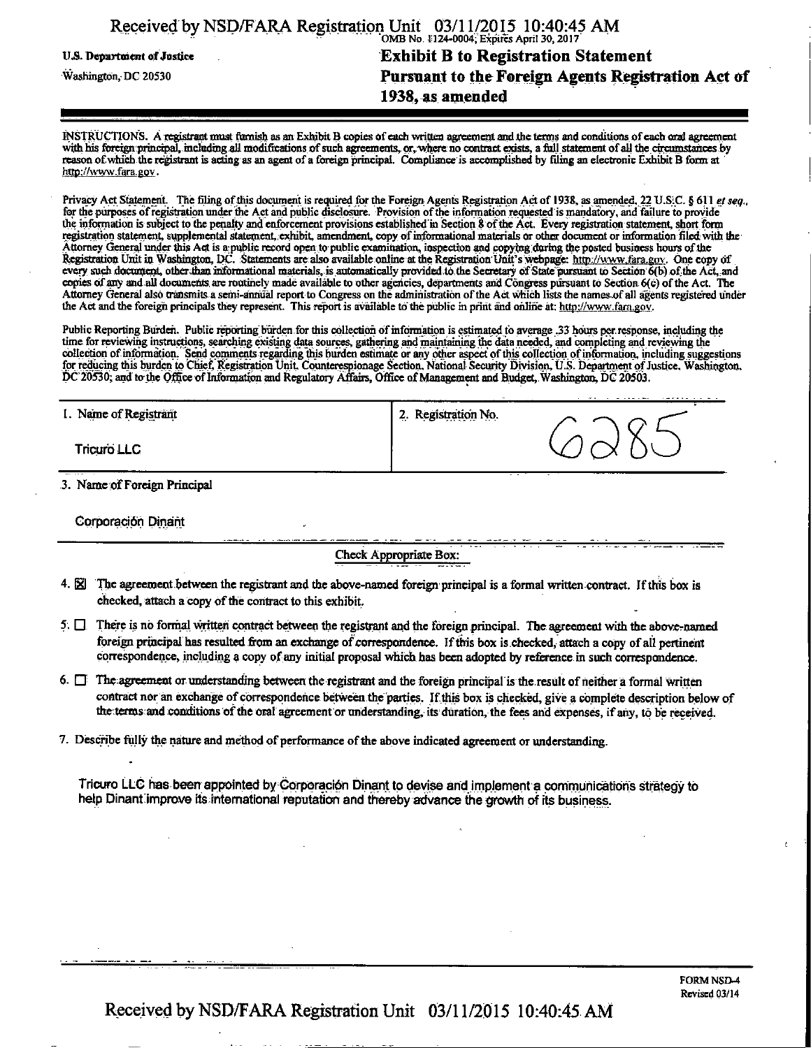OMB No. 1124-0004; Expires April 30, 2017

U.S. Department of Justice
Washington, DC 20530

# Exhibit B to Registration Statement Pursuant to the Foreign Agents Registration Act of 1938, as amended

INSTRUCTIONS. A registrant must furnish as an Exhibit B copies of each written agreement and the terms and conditions of each oral agreement with his foreign principal, including all modifications of such agreements, or, where no contract exists, a full statement of all the circumstances by reason of which the registrant is acting as an agent of a foreign principal. Compliance is accomplished by filing an electronic Exhibit B form at http://www.fara.gov.

Privacy Act Statement. The filing of this document is required for the Foreign Agents Registration Act of 1938, as amended, 22 U.S.C. § 611 *et seq.*, for the purposes of registration under the Act and public disclosure. Provision of the information requested is mandatory, and failure to provide the information is subject to the penalty and enforcement provisions established in Section 8 of the Act. Every registration statement, short form registration statement, supplemental statement, exhibit, amendment, copy of informational materials or other document or information filed with the Attorney General under this Act is a public record open to public examination, inspection and copying during the posted business hours of the Registration Unit in Washington, DC. Statements are also available online at the Registration Unit's webpage: http://www.fara.gov. One copy of every such document, other than informational materials, is automatically provided to the Secretary of State pursuant to Section 6(b) of the Act, and copies of any and all documents are routinely made available to other agencies, departments and Congress pursuant to Section 6(c) of the Act. The Attorney General also transmits a semi-annual report to Congress on the administration of the Act which lists the names of all agents registered under the Act and the foreign principals they represent. This report is available to the public in print and online at: http://www.fara.gov.

Public Reporting Burden. Public reporting burden for this collection of information is estimated to average .33 hours per response, including the time for reviewing instructions, searching existing data sources, gathering and maintaining the data needed, and completing and reviewing the collection of information. Send comments regarding this burden estimate or any other aspect of this collection of information, including suggestions for reducing this burden to Chief, Registration Unit, Counterespionage Section, National Security Division, U.S. Department of Justice, Washington, DC 20530; and to the Office of Information and Regulatory Affairs, Office of Management and Budget, Washington, DC 20503.

| 1. Name of Registrant | 2. Registration No. |
|---|---|
| Tricuro LLC | 6285 |

3. Name of Foreign Principal

Corporación Dinant

**Check Appropriate Box:**

4. ☒ The agreement between the registrant and the above-named foreign principal is a formal written contract. If this box is checked, attach a copy of the contract to this exhibit.

5. ☐ There is no formal written contract between the registrant and the foreign principal. The agreement with the above-named foreign principal has resulted from an exchange of correspondence. If this box is checked, attach a copy of all pertinent correspondence, including a copy of any initial proposal which has been adopted by reference in such correspondence.

6. ☐ The agreement or understanding between the registrant and the foreign principal is the result of neither a formal written contract nor an exchange of correspondence between the parties. If this box is checked, give a complete description below of the terms and conditions of the oral agreement or understanding, its duration, the fees and expenses, if any, to be received.

7. Describe fully the nature and method of performance of the above indicated agreement or understanding.

Tricuro LLC has been appointed by Corporación Dinant to devise and implement a communications strategy to help Dinant improve its international reputation and thereby advance the growth of its business.

FORM NSD-4
Revised 03/14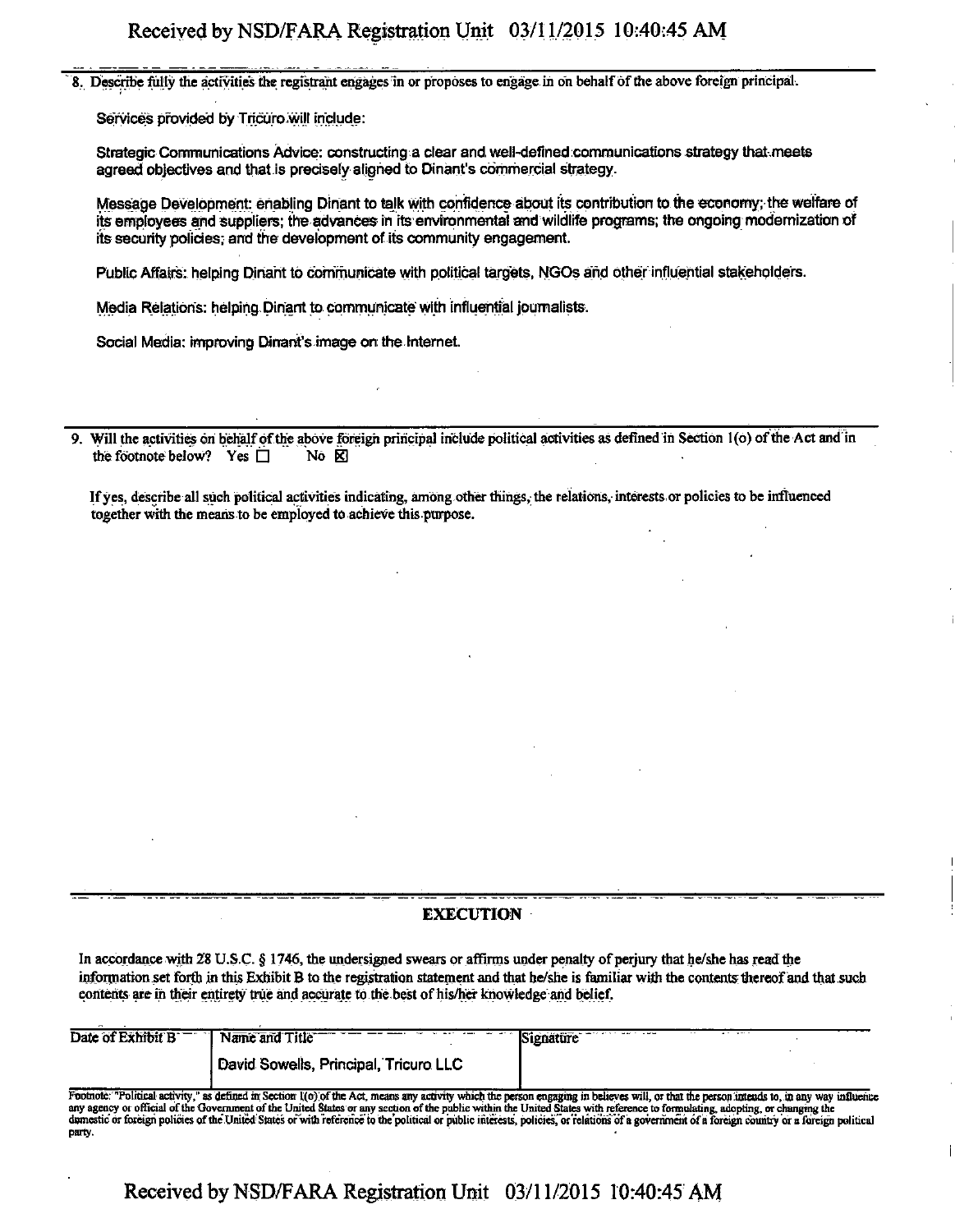8. Describe fully the activities the registrant engages in or proposes to engage in on behalf of the above foreign principal.

Services provided by Tricuro will include:

Strategic Communications Advice: constructing a clear and well-defined communications strategy that meets agreed objectives and that is precisely aligned to Dinant's commercial strategy.

Message Development: enabling Dinant to talk with confidence about its contribution to the economy; the welfare of its employees and suppliers; the advances in its environmental and wildlife programs; the ongoing modernization of its security policies; and the development of its community engagement.

Public Affairs: helping Dinant to communicate with political targets, NGOs and other influential stakeholders.

Media Relations: helping Dinant to communicate with influential journalists.

Social Media: improving Dinant's image on the Internet.

9. Will the activities on behalf of the above foreign principal include political activities as defined in Section 1(o) of the Act and in the footnote below? Yes ☐ No ☒

If yes, describe all such political activities indicating, among other things, the relations, interests or policies to be influenced together with the means to be employed to achieve this purpose.

## EXECUTION

In accordance with 28 U.S.C. § 1746, the undersigned swears or affirms under penalty of perjury that he/she has read the information set forth in this Exhibit B to the registration statement and that he/she is familiar with the contents thereof and that such contents are in their entirety true and accurate to the best of his/her knowledge and belief.

| Date of Exhibit B | Name and Title | Signature |
|---|---|---|
| | David Sowells, Principal, Tricuro LLC | |

Footnote: "Political activity," as defined in Section 1(o) of the Act, means any activity which the person engaging in believes will, or that the person intends to, in any way influence any agency or official of the Government of the United States or any section of the public within the United States with reference to formulating, adopting, or changing the domestic or foreign policies of the United States or with reference to the political or public interests, policies, or relations of a government of a foreign country or a foreign political party.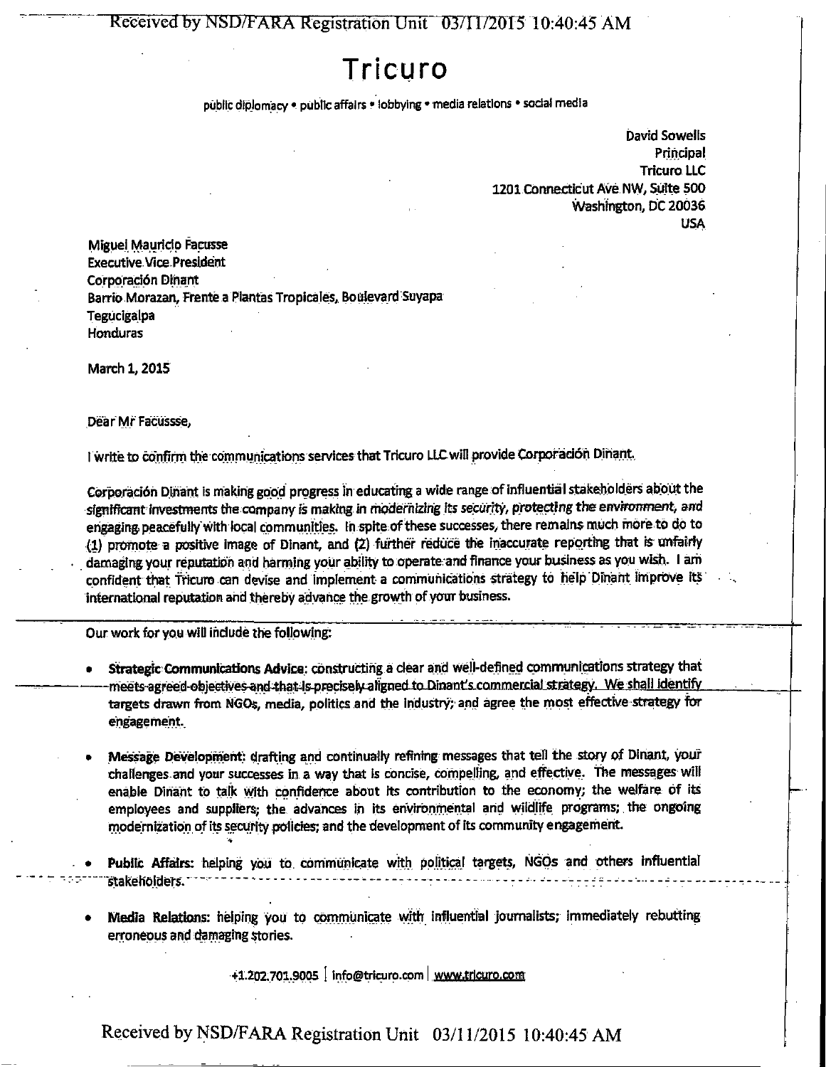# Tricuro

public diplomacy • public affairs • lobbying • media relations • social media

David Sowells
Principal
Tricuro LLC
1201 Connecticut Ave NW, Suite 500
Washington, DC 20036
USA

Miguel Mauricio Facusse
Executive Vice President
Corporación Dinant
Barrio Morazan, Frente a Plantas Tropicales, Boulevard Suyapa
Tegucigalpa
Honduras

March 1, 2015

Dear Mr Facussse,

I write to confirm the communications services that Tricuro LLC will provide Corporación Dinant.

Corporación Dinant is making good progress in educating a wide range of influential stakeholders about the significant investments the company is making in modernizing its security, protecting the environment, and engaging peacefully with local communities. In spite of these successes, there remains much more to do to (1) promote a positive image of Dinant, and (2) further reduce the inaccurate reporting that is unfairly damaging your reputation and harming your ability to operate and finance your business as you wish. I am confident that Tricuro can devise and implement a communications strategy to help Dinant improve its international reputation and thereby advance the growth of your business.

Our work for you will include the following:

- **Strategic Communications Advice**: constructing a clear and well-defined communications strategy that meets agreed objectives and that is precisely aligned to Dinant's commercial strategy. We shall identify targets drawn from NGOs, media, politics and the industry; and agree the most effective strategy for engagement.
- **Message Development**: drafting and continually refining messages that tell the story of Dinant, your challenges and your successes in a way that is concise, compelling, and effective. The messages will enable Dinant to talk with confidence about its contribution to the economy; the welfare of its employees and suppliers; the advances in its environmental and wildlife programs; the ongoing modernization of its security policies; and the development of its community engagement.
- **Public Affairs**: helping you to communicate with political targets, NGOs and others influential stakeholders.
- **Media Relations**: helping you to communicate with influential journalists; immediately rebutting erroneous and damaging stories.

+1.202.701.9005 | info@tricuro.com | www.tricuro.com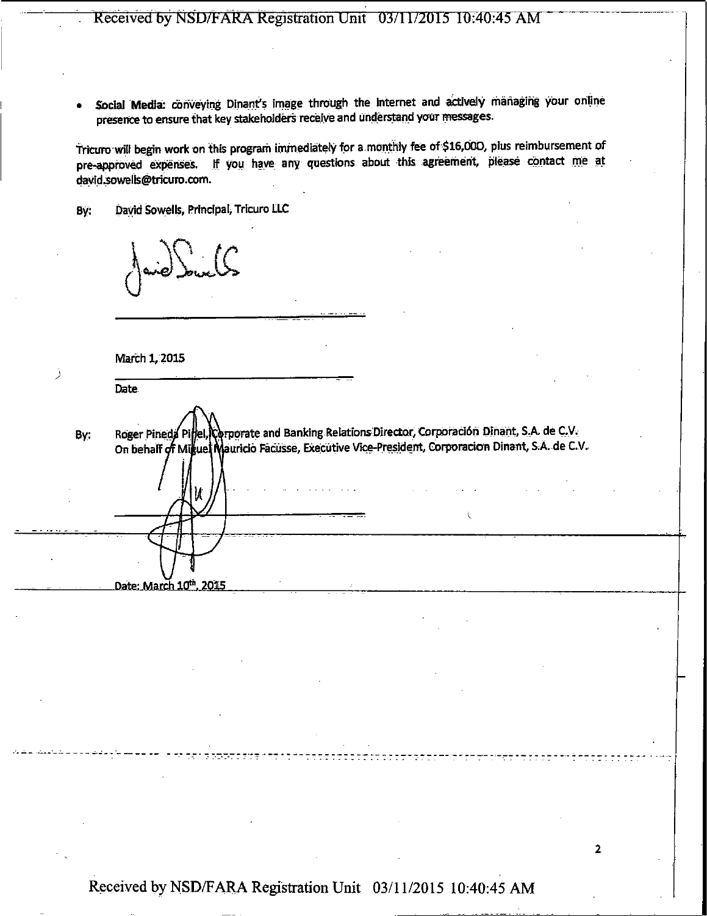- **Social Media:** conveying Dinant's image through the Internet and actively managing your online presence to ensure that key stakeholders receive and understand your messages.

Tricuro will begin work on this program immediately for a monthly fee of $16,000, plus reimbursement of pre-approved expenses. If you have any questions about this agreement, please contact me at david.sowells@tricuro.com.

By: David Sowells, Principal, Tricuro LLC

March 1, 2015

Date

By: Roger Pineda Pinel, Corporate and Banking Relations Director, Corporación Dinant, S.A. de C.V.
On behalf of Miguel Mauricio Facusse, Executive Vice-President, Corporacion Dinant, S.A. de C.V.

Date: March 10th, 2015